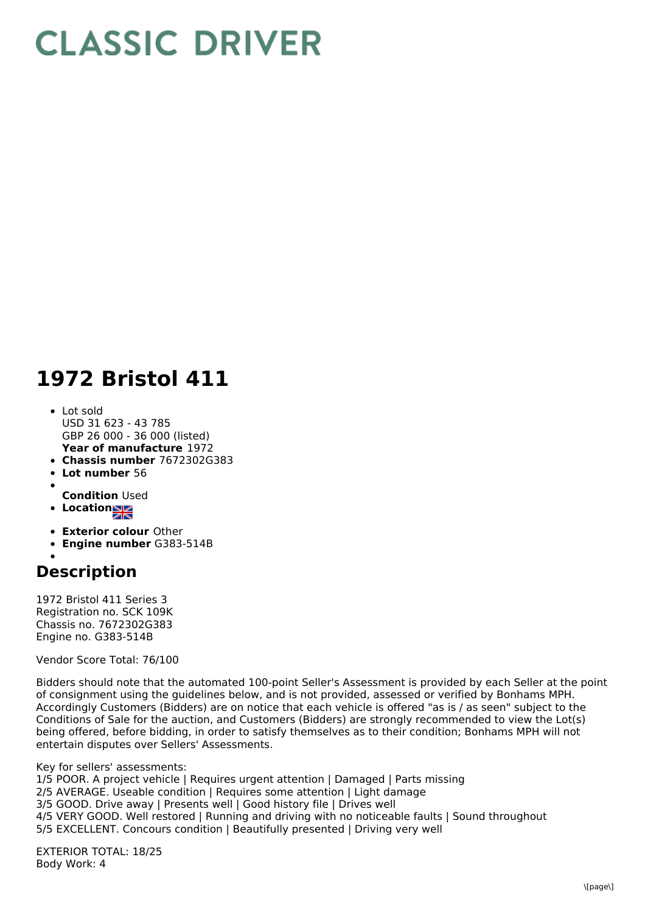# CLASSIC DRIVER

# 1972 Bristol 411

- Lot sold
  USD 31 623 - 43 785
  GBP 26 000 - 36 000 (listed)
  **Year of manufacture** 1972
- **Chassis number** 7672302G383
- **Lot number** 56
- **Condition** Used
- **Location**
- **Exterior colour** Other
- **Engine number** G383-514B

## Description

1972 Bristol 411 Series 3
Registration no. SCK 109K
Chassis no. 7672302G383
Engine no. G383-514B

Vendor Score Total: 76/100

Bidders should note that the automated 100-point Seller's Assessment is provided by each Seller at the point of consignment using the guidelines below, and is not provided, assessed or verified by Bonhams MPH. Accordingly Customers (Bidders) are on notice that each vehicle is offered "as is / as seen" subject to the Conditions of Sale for the auction, and Customers (Bidders) are strongly recommended to view the Lot(s) being offered, before bidding, in order to satisfy themselves as to their condition; Bonhams MPH will not entertain disputes over Sellers' Assessments.

Key for sellers' assessments:
1/5 POOR. A project vehicle | Requires urgent attention | Damaged | Parts missing
2/5 AVERAGE. Useable condition | Requires some attention | Light damage
3/5 GOOD. Drive away | Presents well | Good history file | Drives well
4/5 VERY GOOD. Well restored | Running and driving with no noticeable faults | Sound throughout
5/5 EXCELLENT. Concours condition | Beautifully presented | Driving very well

EXTERIOR TOTAL: 18/25
Body Work: 4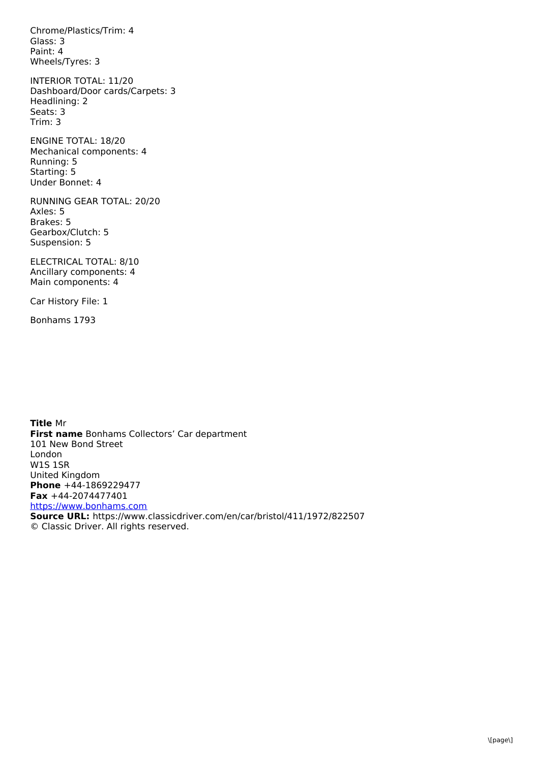Chrome/Plastics/Trim: 4
Glass: 3
Paint: 4
Wheels/Tyres: 3

INTERIOR TOTAL: 11/20
Dashboard/Door cards/Carpets: 3
Headlining: 2
Seats: 3
Trim: 3

ENGINE TOTAL: 18/20
Mechanical components: 4
Running: 5
Starting: 5
Under Bonnet: 4

RUNNING GEAR TOTAL: 20/20
Axles: 5
Brakes: 5
Gearbox/Clutch: 5
Suspension: 5

ELECTRICAL TOTAL: 8/10
Ancillary components: 4
Main components: 4

Car History File: 1

Bonhams 1793

**Title** Mr
**First name** Bonhams Collectors' Car department
101 New Bond Street
London
W1S 1SR
United Kingdom
**Phone** +44-1869229477
**Fax** +44-2074477401
https://www.bonhams.com
**Source URL:** https://www.classicdriver.com/en/car/bristol/411/1972/822507
© Classic Driver. All rights reserved.